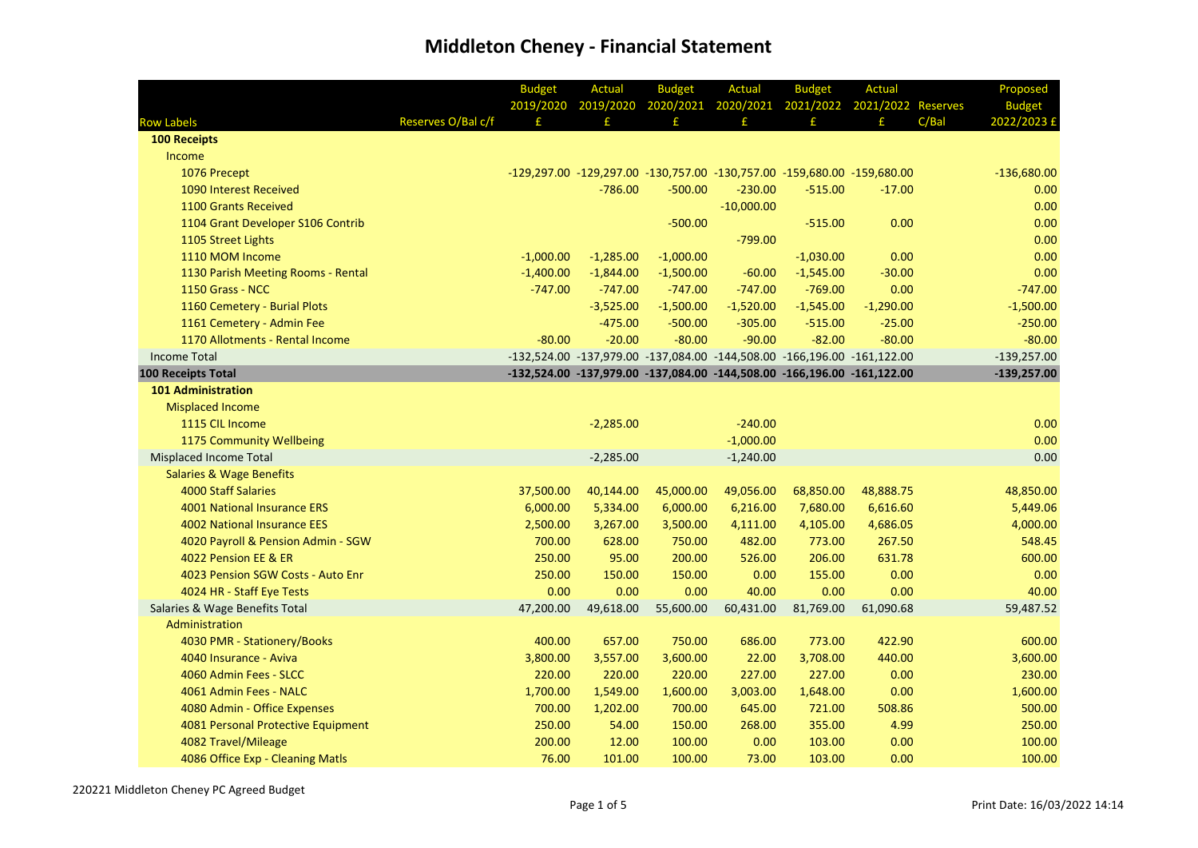# Middleton Cheney - Financial Statement

| Row Labels | Reserves O/Bal c/f | Budget 2019/2020 £ | Actual 2019/2020 £ | Budget 2020/2021 £ | Actual 2020/2021 £ | Budget 2021/2022 £ | Actual 2021/2022 £ | Reserves C/Bal | Proposed Budget 2022/2023 £ |
|---|---|---|---|---|---|---|---|---|---|
| **100 Receipts** | | | | | | | | | |
| Income | | | | | | | | | |
| 1076 Precept | | -129,297.00 | -129,297.00 | -130,757.00 | -130,757.00 | -159,680.00 | -159,680.00 | | -136,680.00 |
| 1090 Interest Received | | | -786.00 | -500.00 | -230.00 | -515.00 | -17.00 | | 0.00 |
| 1100 Grants Received | | | | | -10,000.00 | | | | 0.00 |
| 1104 Grant Developer S106 Contrib | | | | -500.00 | | -515.00 | 0.00 | | 0.00 |
| 1105 Street Lights | | | | | -799.00 | | | | 0.00 |
| 1110 MOM Income | | -1,000.00 | -1,285.00 | -1,000.00 | | -1,030.00 | 0.00 | | 0.00 |
| 1130 Parish Meeting Rooms - Rental | | -1,400.00 | -1,844.00 | -1,500.00 | -60.00 | -1,545.00 | -30.00 | | 0.00 |
| 1150 Grass - NCC | | -747.00 | -747.00 | -747.00 | -747.00 | -769.00 | 0.00 | | -747.00 |
| 1160 Cemetery - Burial Plots | | | -3,525.00 | -1,500.00 | -1,520.00 | -1,545.00 | -1,290.00 | | -1,500.00 |
| 1161 Cemetery - Admin Fee | | | -475.00 | -500.00 | -305.00 | -515.00 | -25.00 | | -250.00 |
| 1170 Allotments - Rental Income | | -80.00 | -20.00 | -80.00 | -90.00 | -82.00 | -80.00 | | -80.00 |
| Income Total | | -132,524.00 | -137,979.00 | -137,084.00 | -144,508.00 | -166,196.00 | -161,122.00 | | -139,257.00 |
| **100 Receipts Total** | | **-132,524.00** | **-137,979.00** | **-137,084.00** | **-144,508.00** | **-166,196.00** | **-161,122.00** | | **-139,257.00** |
| **101 Administration** | | | | | | | | | |
| Misplaced Income | | | | | | | | | |
| 1115 CIL Income | | | -2,285.00 | | -240.00 | | | | 0.00 |
| 1175 Community Wellbeing | | | | | -1,000.00 | | | | 0.00 |
| Misplaced Income Total | | | -2,285.00 | | -1,240.00 | | | | 0.00 |
| Salaries & Wage Benefits | | | | | | | | | |
| 4000 Staff Salaries | | 37,500.00 | 40,144.00 | 45,000.00 | 49,056.00 | 68,850.00 | 48,888.75 | | 48,850.00 |
| 4001 National Insurance ERS | | 6,000.00 | 5,334.00 | 6,000.00 | 6,216.00 | 7,680.00 | 6,616.60 | | 5,449.06 |
| 4002 National Insurance EES | | 2,500.00 | 3,267.00 | 3,500.00 | 4,111.00 | 4,105.00 | 4,686.05 | | 4,000.00 |
| 4020 Payroll & Pension Admin - SGW | | 700.00 | 628.00 | 750.00 | 482.00 | 773.00 | 267.50 | | 548.45 |
| 4022 Pension EE & ER | | 250.00 | 95.00 | 200.00 | 526.00 | 206.00 | 631.78 | | 600.00 |
| 4023 Pension SGW Costs - Auto Enr | | 250.00 | 150.00 | 150.00 | 0.00 | 155.00 | 0.00 | | 0.00 |
| 4024 HR - Staff Eye Tests | | 0.00 | 0.00 | 0.00 | 40.00 | 0.00 | 0.00 | | 40.00 |
| Salaries & Wage Benefits Total | | 47,200.00 | 49,618.00 | 55,600.00 | 60,431.00 | 81,769.00 | 61,090.68 | | 59,487.52 |
| Administration | | | | | | | | | |
| 4030 PMR - Stationery/Books | | 400.00 | 657.00 | 750.00 | 686.00 | 773.00 | 422.90 | | 600.00 |
| 4040 Insurance - Aviva | | 3,800.00 | 3,557.00 | 3,600.00 | 22.00 | 3,708.00 | 440.00 | | 3,600.00 |
| 4060 Admin Fees - SLCC | | 220.00 | 220.00 | 220.00 | 227.00 | 227.00 | 0.00 | | 230.00 |
| 4061 Admin Fees - NALC | | 1,700.00 | 1,549.00 | 1,600.00 | 3,003.00 | 1,648.00 | 0.00 | | 1,600.00 |
| 4080 Admin - Office Expenses | | 700.00 | 1,202.00 | 700.00 | 645.00 | 721.00 | 508.86 | | 500.00 |
| 4081 Personal Protective Equipment | | 250.00 | 54.00 | 150.00 | 268.00 | 355.00 | 4.99 | | 250.00 |
| 4082 Travel/Mileage | | 200.00 | 12.00 | 100.00 | 0.00 | 103.00 | 0.00 | | 100.00 |
| 4086 Office Exp - Cleaning Matls | | 76.00 | 101.00 | 100.00 | 73.00 | 103.00 | 0.00 | | 100.00 |

220221 Middleton Cheney PC Agreed Budget

Print Date: 16/03/2022 14:14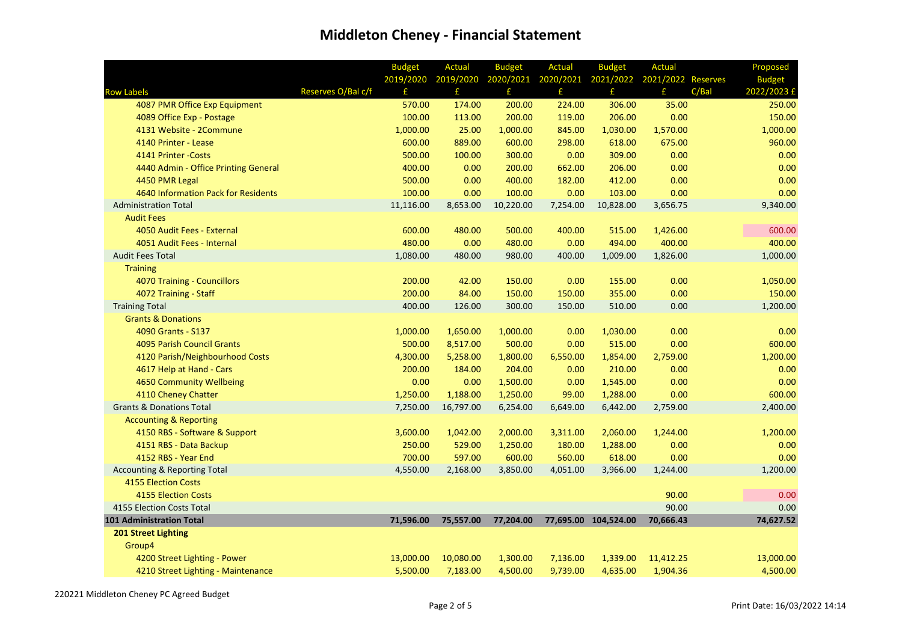# Middleton Cheney - Financial Statement

| Row Labels | Reserves O/Bal c/f | Budget 2019/2020 £ | Actual 2019/2020 £ | Budget 2020/2021 £ | Actual 2020/2021 £ | Budget 2021/2022 £ | Actual 2021/2022 £ | Reserves C/Bal | Proposed Budget 2022/2023 £ |
|---|---|---|---|---|---|---|---|---|---|
| 4087 PMR Office Exp Equipment | | 570.00 | 174.00 | 200.00 | 224.00 | 306.00 | 35.00 | | 250.00 |
| 4089 Office Exp - Postage | | 100.00 | 113.00 | 200.00 | 119.00 | 206.00 | 0.00 | | 150.00 |
| 4131 Website - 2Commune | | 1,000.00 | 25.00 | 1,000.00 | 845.00 | 1,030.00 | 1,570.00 | | 1,000.00 |
| 4140 Printer - Lease | | 600.00 | 889.00 | 600.00 | 298.00 | 618.00 | 675.00 | | 960.00 |
| 4141 Printer -Costs | | 500.00 | 100.00 | 300.00 | 0.00 | 309.00 | 0.00 | | 0.00 |
| 4440 Admin - Office Printing General | | 400.00 | 0.00 | 200.00 | 662.00 | 206.00 | 0.00 | | 0.00 |
| 4450 PMR Legal | | 500.00 | 0.00 | 400.00 | 182.00 | 412.00 | 0.00 | | 0.00 |
| 4640 Information Pack for Residents | | 100.00 | 0.00 | 100.00 | 0.00 | 103.00 | 0.00 | | 0.00 |
| Administration Total | | 11,116.00 | 8,653.00 | 10,220.00 | 7,254.00 | 10,828.00 | 3,656.75 | | 9,340.00 |
| Audit Fees | | | | | | | | | |
| 4050 Audit Fees - External | | 600.00 | 480.00 | 500.00 | 400.00 | 515.00 | 1,426.00 | | 600.00 |
| 4051 Audit Fees - Internal | | 480.00 | 0.00 | 480.00 | 0.00 | 494.00 | 400.00 | | 400.00 |
| Audit Fees Total | | 1,080.00 | 480.00 | 980.00 | 400.00 | 1,009.00 | 1,826.00 | | 1,000.00 |
| Training | | | | | | | | | |
| 4070 Training - Councillors | | 200.00 | 42.00 | 150.00 | 0.00 | 155.00 | 0.00 | | 1,050.00 |
| 4072 Training - Staff | | 200.00 | 84.00 | 150.00 | 150.00 | 355.00 | 0.00 | | 150.00 |
| Training Total | | 400.00 | 126.00 | 300.00 | 150.00 | 510.00 | 0.00 | | 1,200.00 |
| Grants & Donations | | | | | | | | | |
| 4090 Grants - S137 | | 1,000.00 | 1,650.00 | 1,000.00 | 0.00 | 1,030.00 | 0.00 | | 0.00 |
| 4095 Parish Council Grants | | 500.00 | 8,517.00 | 500.00 | 0.00 | 515.00 | 0.00 | | 600.00 |
| 4120 Parish/Neighbourhood Costs | | 4,300.00 | 5,258.00 | 1,800.00 | 6,550.00 | 1,854.00 | 2,759.00 | | 1,200.00 |
| 4617 Help at Hand - Cars | | 200.00 | 184.00 | 204.00 | 0.00 | 210.00 | 0.00 | | 0.00 |
| 4650 Community Wellbeing | | 0.00 | 0.00 | 1,500.00 | 0.00 | 1,545.00 | 0.00 | | 0.00 |
| 4110 Cheney Chatter | | 1,250.00 | 1,188.00 | 1,250.00 | 99.00 | 1,288.00 | 0.00 | | 600.00 |
| Grants & Donations Total | | 7,250.00 | 16,797.00 | 6,254.00 | 6,649.00 | 6,442.00 | 2,759.00 | | 2,400.00 |
| Accounting & Reporting | | | | | | | | | |
| 4150 RBS - Software & Support | | 3,600.00 | 1,042.00 | 2,000.00 | 3,311.00 | 2,060.00 | 1,244.00 | | 1,200.00 |
| 4151 RBS - Data Backup | | 250.00 | 529.00 | 1,250.00 | 180.00 | 1,288.00 | 0.00 | | 0.00 |
| 4152 RBS - Year End | | 700.00 | 597.00 | 600.00 | 560.00 | 618.00 | 0.00 | | 0.00 |
| Accounting & Reporting Total | | 4,550.00 | 2,168.00 | 3,850.00 | 4,051.00 | 3,966.00 | 1,244.00 | | 1,200.00 |
| 4155 Election Costs | | | | | | | | | |
| 4155 Election Costs | | | | | | | 90.00 | | 0.00 |
| 4155 Election Costs Total | | | | | | | 90.00 | | 0.00 |
| **101 Administration Total** | | **71,596.00** | **75,557.00** | **77,204.00** | **77,695.00** | **104,524.00** | **70,666.43** | | **74,627.52** |
| **201 Street Lighting** | | | | | | | | | |
| Group4 | | | | | | | | | |
| 4200 Street Lighting - Power | | 13,000.00 | 10,080.00 | 1,300.00 | 7,136.00 | 1,339.00 | 11,412.25 | | 13,000.00 |
| 4210 Street Lighting - Maintenance | | 5,500.00 | 7,183.00 | 4,500.00 | 9,739.00 | 4,635.00 | 1,904.36 | | 4,500.00 |

220221 Middleton Cheney PC Agreed Budget

Print Date: 16/03/2022 14:14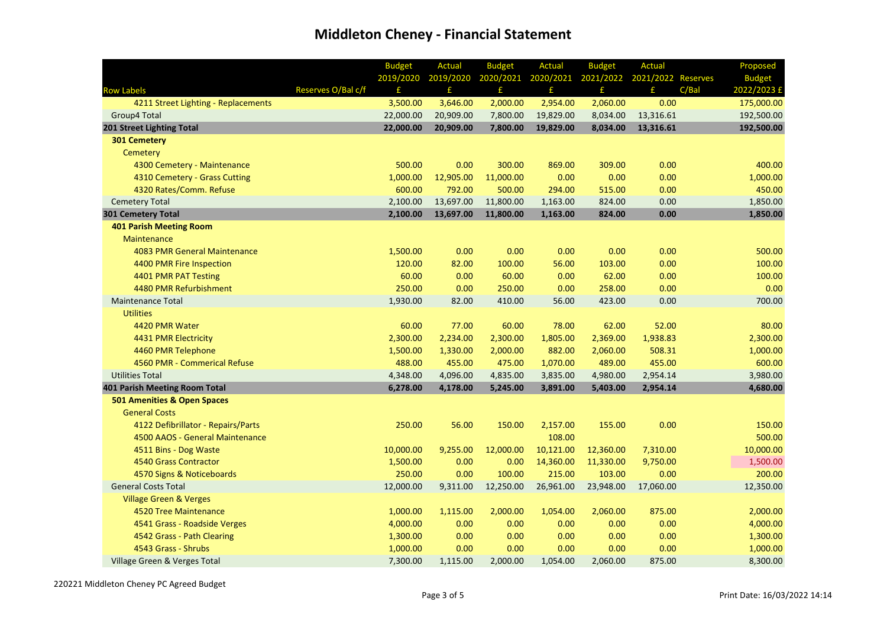# Middleton Cheney - Financial Statement

| Row Labels | Reserves O/Bal c/f | Budget 2019/2020 £ | Actual 2019/2020 £ | Budget 2020/2021 £ | Actual 2020/2021 £ | Budget 2021/2022 £ | Actual 2021/2022 £ | Reserves C/Bal | Proposed Budget 2022/2023 £ |
|---|---|---|---|---|---|---|---|---|---|
| 4211 Street Lighting - Replacements | | 3,500.00 | 3,646.00 | 2,000.00 | 2,954.00 | 2,060.00 | 0.00 | | 175,000.00 |
| Group4 Total | | 22,000.00 | 20,909.00 | 7,800.00 | 19,829.00 | 8,034.00 | 13,316.61 | | 192,500.00 |
| **201 Street Lighting Total** | | **22,000.00** | **20,909.00** | **7,800.00** | **19,829.00** | **8,034.00** | **13,316.61** | | **192,500.00** |
| **301 Cemetery** | | | | | | | | | |
| Cemetery | | | | | | | | | |
| 4300 Cemetery - Maintenance | | 500.00 | 0.00 | 300.00 | 869.00 | 309.00 | 0.00 | | 400.00 |
| 4310 Cemetery - Grass Cutting | | 1,000.00 | 12,905.00 | 11,000.00 | 0.00 | 0.00 | 0.00 | | 1,000.00 |
| 4320 Rates/Comm. Refuse | | 600.00 | 792.00 | 500.00 | 294.00 | 515.00 | 0.00 | | 450.00 |
| Cemetery Total | | 2,100.00 | 13,697.00 | 11,800.00 | 1,163.00 | 824.00 | 0.00 | | 1,850.00 |
| **301 Cemetery Total** | | **2,100.00** | **13,697.00** | **11,800.00** | **1,163.00** | **824.00** | **0.00** | | **1,850.00** |
| **401 Parish Meeting Room** | | | | | | | | | |
| Maintenance | | | | | | | | | |
| 4083 PMR General Maintenance | | 1,500.00 | 0.00 | 0.00 | 0.00 | 0.00 | 0.00 | | 500.00 |
| 4400 PMR Fire Inspection | | 120.00 | 82.00 | 100.00 | 56.00 | 103.00 | 0.00 | | 100.00 |
| 4401 PMR PAT Testing | | 60.00 | 0.00 | 60.00 | 0.00 | 62.00 | 0.00 | | 100.00 |
| 4480 PMR Refurbishment | | 250.00 | 0.00 | 250.00 | 0.00 | 258.00 | 0.00 | | 0.00 |
| Maintenance Total | | 1,930.00 | 82.00 | 410.00 | 56.00 | 423.00 | 0.00 | | 700.00 |
| Utilities | | | | | | | | | |
| 4420 PMR Water | | 60.00 | 77.00 | 60.00 | 78.00 | 62.00 | 52.00 | | 80.00 |
| 4431 PMR Electricity | | 2,300.00 | 2,234.00 | 2,300.00 | 1,805.00 | 2,369.00 | 1,938.83 | | 2,300.00 |
| 4460 PMR Telephone | | 1,500.00 | 1,330.00 | 2,000.00 | 882.00 | 2,060.00 | 508.31 | | 1,000.00 |
| 4560 PMR - Commerical Refuse | | 488.00 | 455.00 | 475.00 | 1,070.00 | 489.00 | 455.00 | | 600.00 |
| Utilities Total | | 4,348.00 | 4,096.00 | 4,835.00 | 3,835.00 | 4,980.00 | 2,954.14 | | 3,980.00 |
| **401 Parish Meeting Room Total** | | **6,278.00** | **4,178.00** | **5,245.00** | **3,891.00** | **5,403.00** | **2,954.14** | | **4,680.00** |
| **501 Amenities & Open Spaces** | | | | | | | | | |
| General Costs | | | | | | | | | |
| 4122 Defibrillator - Repairs/Parts | | 250.00 | 56.00 | 150.00 | 2,157.00 | 155.00 | 0.00 | | 150.00 |
| 4500 AAOS - General Maintenance | | | | | 108.00 | | | | 500.00 |
| 4511 Bins - Dog Waste | | 10,000.00 | 9,255.00 | 12,000.00 | 10,121.00 | 12,360.00 | 7,310.00 | | 10,000.00 |
| 4540 Grass Contractor | | 1,500.00 | 0.00 | 0.00 | 14,360.00 | 11,330.00 | 9,750.00 | | 1,500.00 |
| 4570 Signs & Noticeboards | | 250.00 | 0.00 | 100.00 | 215.00 | 103.00 | 0.00 | | 200.00 |
| General Costs Total | | 12,000.00 | 9,311.00 | 12,250.00 | 26,961.00 | 23,948.00 | 17,060.00 | | 12,350.00 |
| Village Green & Verges | | | | | | | | | |
| 4520 Tree Maintenance | | 1,000.00 | 1,115.00 | 2,000.00 | 1,054.00 | 2,060.00 | 875.00 | | 2,000.00 |
| 4541 Grass - Roadside Verges | | 4,000.00 | 0.00 | 0.00 | 0.00 | 0.00 | 0.00 | | 4,000.00 |
| 4542 Grass - Path Clearing | | 1,300.00 | 0.00 | 0.00 | 0.00 | 0.00 | 0.00 | | 1,300.00 |
| 4543 Grass - Shrubs | | 1,000.00 | 0.00 | 0.00 | 0.00 | 0.00 | 0.00 | | 1,000.00 |
| Village Green & Verges Total | | 7,300.00 | 1,115.00 | 2,000.00 | 1,054.00 | 2,060.00 | 875.00 | | 8,300.00 |

220221 Middleton Cheney PC Agreed Budget

Print Date: 16/03/2022 14:14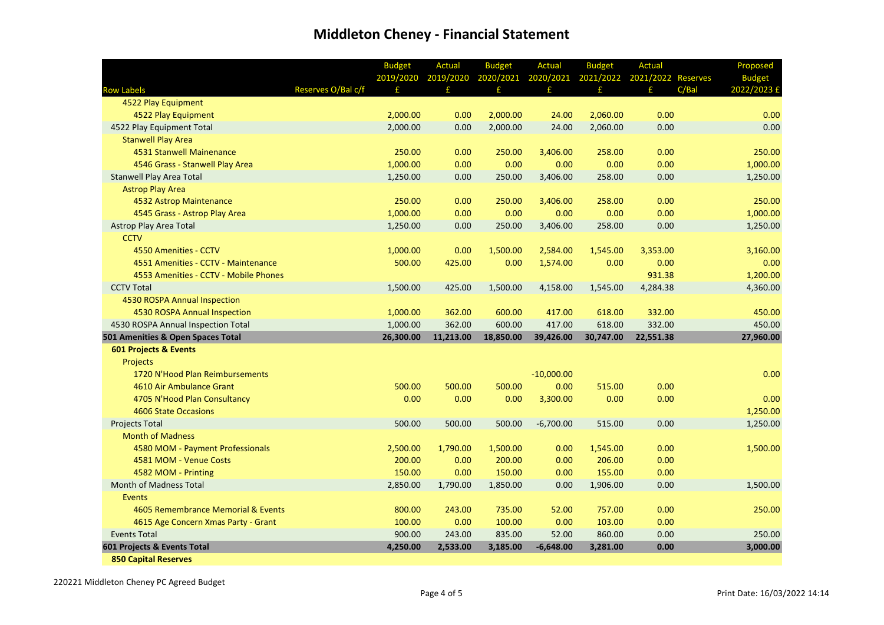# Middleton Cheney - Financial Statement

| Row Labels | Reserves O/Bal c/f | Budget 2019/2020 £ | Actual 2019/2020 £ | Budget 2020/2021 £ | Actual 2020/2021 £ | Budget 2021/2022 £ | Actual 2021/2022 £ | Reserves C/Bal | Proposed Budget 2022/2023 £ |
|---|---|---|---|---|---|---|---|---|---|
| 4522 Play Equipment | | | | | | | | | |
| 4522 Play Equipment | | 2,000.00 | 0.00 | 2,000.00 | 24.00 | 2,060.00 | 0.00 | | 0.00 |
| 4522 Play Equipment Total | | 2,000.00 | 0.00 | 2,000.00 | 24.00 | 2,060.00 | 0.00 | | 0.00 |
| Stanwell Play Area | | | | | | | | | |
| 4531 Stanwell Mainenance | | 250.00 | 0.00 | 250.00 | 3,406.00 | 258.00 | 0.00 | | 250.00 |
| 4546 Grass - Stanwell Play Area | | 1,000.00 | 0.00 | 0.00 | 0.00 | 0.00 | 0.00 | | 1,000.00 |
| Stanwell Play Area Total | | 1,250.00 | 0.00 | 250.00 | 3,406.00 | 258.00 | 0.00 | | 1,250.00 |
| Astrop Play Area | | | | | | | | | |
| 4532 Astrop Maintenance | | 250.00 | 0.00 | 250.00 | 3,406.00 | 258.00 | 0.00 | | 250.00 |
| 4545 Grass - Astrop Play Area | | 1,000.00 | 0.00 | 0.00 | 0.00 | 0.00 | 0.00 | | 1,000.00 |
| Astrop Play Area Total | | 1,250.00 | 0.00 | 250.00 | 3,406.00 | 258.00 | 0.00 | | 1,250.00 |
| CCTV | | | | | | | | | |
| 4550 Amenities - CCTV | | 1,000.00 | 0.00 | 1,500.00 | 2,584.00 | 1,545.00 | 3,353.00 | | 3,160.00 |
| 4551 Amenities - CCTV - Maintenance | | 500.00 | 425.00 | 0.00 | 1,574.00 | 0.00 | 0.00 | | 0.00 |
| 4553 Amenities - CCTV - Mobile Phones | | | | | | | 931.38 | | 1,200.00 |
| CCTV Total | | 1,500.00 | 425.00 | 1,500.00 | 4,158.00 | 1,545.00 | 4,284.38 | | 4,360.00 |
| 4530 ROSPA Annual Inspection | | | | | | | | | |
| 4530 ROSPA Annual Inspection | | 1,000.00 | 362.00 | 600.00 | 417.00 | 618.00 | 332.00 | | 450.00 |
| 4530 ROSPA Annual Inspection Total | | 1,000.00 | 362.00 | 600.00 | 417.00 | 618.00 | 332.00 | | 450.00 |
| **501 Amenities & Open Spaces Total** | | **26,300.00** | **11,213.00** | **18,850.00** | **39,426.00** | **30,747.00** | **22,551.38** | | **27,960.00** |
| **601 Projects & Events** | | | | | | | | | |
| Projects | | | | | | | | | |
| 1720 N'Hood Plan Reimbursements | | | | | -10,000.00 | | | | 0.00 |
| 4610 Air Ambulance Grant | | 500.00 | 500.00 | 500.00 | 0.00 | 515.00 | 0.00 | | |
| 4705 N'Hood Plan Consultancy | | 0.00 | 0.00 | 0.00 | 3,300.00 | 0.00 | 0.00 | | 0.00 |
| 4606 State Occasions | | | | | | | | | 1,250.00 |
| Projects Total | | 500.00 | 500.00 | 500.00 | -6,700.00 | 515.00 | 0.00 | | 1,250.00 |
| Month of Madness | | | | | | | | | |
| 4580 MOM - Payment Professionals | | 2,500.00 | 1,790.00 | 1,500.00 | 0.00 | 1,545.00 | 0.00 | | 1,500.00 |
| 4581 MOM - Venue Costs | | 200.00 | 0.00 | 200.00 | 0.00 | 206.00 | 0.00 | | |
| 4582 MOM - Printing | | 150.00 | 0.00 | 150.00 | 0.00 | 155.00 | 0.00 | | |
| Month of Madness Total | | 2,850.00 | 1,790.00 | 1,850.00 | 0.00 | 1,906.00 | 0.00 | | 1,500.00 |
| Events | | | | | | | | | |
| 4605 Remembrance Memorial & Events | | 800.00 | 243.00 | 735.00 | 52.00 | 757.00 | 0.00 | | 250.00 |
| 4615 Age Concern Xmas Party - Grant | | 100.00 | 0.00 | 100.00 | 0.00 | 103.00 | 0.00 | | |
| Events Total | | 900.00 | 243.00 | 835.00 | 52.00 | 860.00 | 0.00 | | 250.00 |
| **601 Projects & Events Total** | | **4,250.00** | **2,533.00** | **3,185.00** | **-6,648.00** | **3,281.00** | **0.00** | | **3,000.00** |
| **850 Capital Reserves** | | | | | | | | | |

220221 Middleton Cheney PC Agreed Budget

Print Date: 16/03/2022 14:14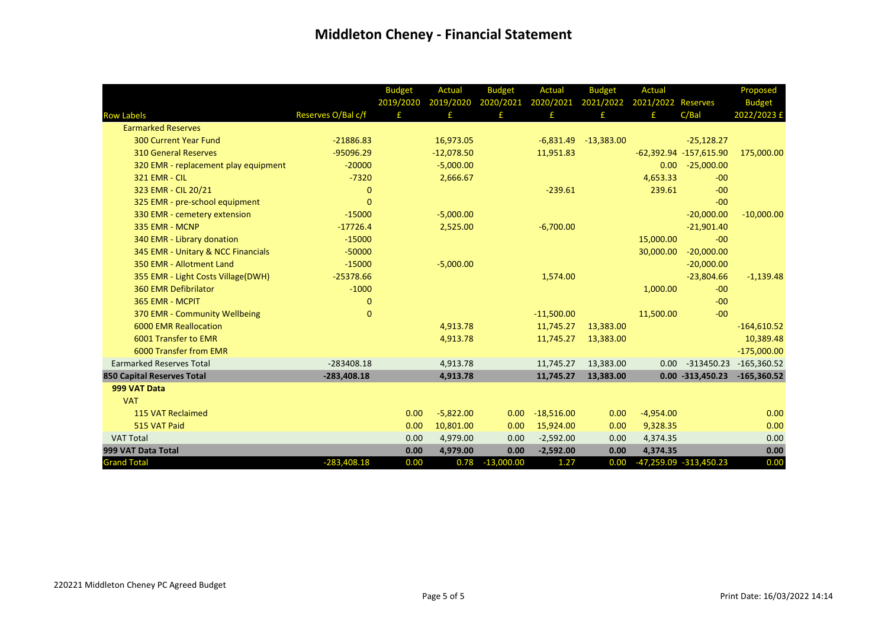# Middleton Cheney - Financial Statement

| Row Labels | Reserves O/Bal c/f | Budget 2019/2020 £ | Actual 2019/2020 £ | Budget 2020/2021 £ | Actual 2020/2021 £ | Budget 2021/2022 £ | Actual 2021/2022 £ | Reserves C/Bal | Proposed Budget 2022/2023 £ |
|---|---|---|---|---|---|---|---|---|---|
| Earmarked Reserves | | | | | | | | | |
| 300 Current Year Fund | -21886.83 | | 16,973.05 | | -6,831.49 | -13,383.00 | | -25,128.27 | |
| 310 General Reserves | -95096.29 | | -12,078.50 | | 11,951.83 | | -62,392.94 | -157,615.90 | 175,000.00 |
| 320 EMR - replacement play equipment | -20000 | | -5,000.00 | | | | 0.00 | -25,000.00 | |
| 321 EMR - CIL | -7320 | | 2,666.67 | | | | 4,653.33 | -00 | |
| 323 EMR - CIL 20/21 | 0 | | | | -239.61 | | 239.61 | -00 | |
| 325 EMR - pre-school equipment | 0 | | | | | | | -00 | |
| 330 EMR - cemetery extension | -15000 | | -5,000.00 | | | | | -20,000.00 | -10,000.00 |
| 335 EMR - MCNP | -17726.4 | | 2,525.00 | | -6,700.00 | | | -21,901.40 | |
| 340 EMR - Library donation | -15000 | | | | | | 15,000.00 | -00 | |
| 345 EMR - Unitary & NCC Financials | -50000 | | | | | | 30,000.00 | -20,000.00 | |
| 350 EMR - Allotment Land | -15000 | | -5,000.00 | | | | | -20,000.00 | |
| 355 EMR - Light Costs Village(DWH) | -25378.66 | | | | 1,574.00 | | | -23,804.66 | -1,139.48 |
| 360 EMR Defibrilator | -1000 | | | | | | 1,000.00 | -00 | |
| 365 EMR - MCPIT | 0 | | | | | | | -00 | |
| 370 EMR - Community Wellbeing | 0 | | | | -11,500.00 | | 11,500.00 | -00 | |
| 6000 EMR Reallocation | | | 4,913.78 | | 11,745.27 | 13,383.00 | | | -164,610.52 |
| 6001 Transfer to EMR | | | 4,913.78 | | 11,745.27 | 13,383.00 | | | 10,389.48 |
| 6000 Transfer from EMR | | | | | | | | | -175,000.00 |
| Earmarked Reserves Total | -283408.18 | | 4,913.78 | | 11,745.27 | 13,383.00 | 0.00 | -313450.23 | -165,360.52 |
| **850 Capital Reserves Total** | **-283,408.18** | | **4,913.78** | | **11,745.27** | **13,383.00** | **0.00** | **-313,450.23** | **-165,360.52** |
| **999 VAT Data** | | | | | | | | | |
| VAT | | | | | | | | | |
| 115 VAT Reclaimed | | 0.00 | -5,822.00 | 0.00 | -18,516.00 | 0.00 | -4,954.00 | | 0.00 |
| 515 VAT Paid | | 0.00 | 10,801.00 | 0.00 | 15,924.00 | 0.00 | 9,328.35 | | 0.00 |
| VAT Total | | 0.00 | 4,979.00 | 0.00 | -2,592.00 | 0.00 | 4,374.35 | | 0.00 |
| **999 VAT Data Total** | | **0.00** | **4,979.00** | **0.00** | **-2,592.00** | **0.00** | **4,374.35** | | **0.00** |
| Grand Total | -283,408.18 | 0.00 | 0.78 | -13,000.00 | 1.27 | 0.00 | -47,259.09 | -313,450.23 | 0.00 |

220221 Middleton Cheney PC Agreed Budget

Print Date: 16/03/2022 14:14